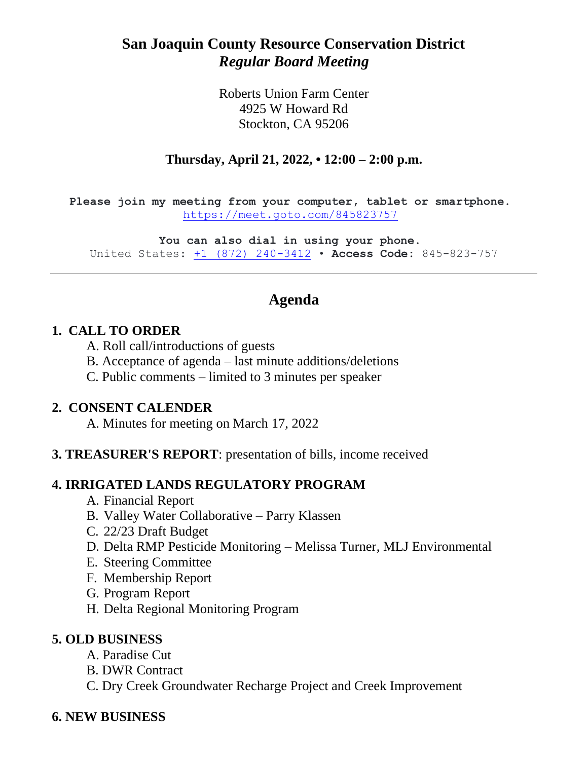# San Joaquin County Resource Conservation District
## *Regular Board Meeting*

Roberts Union Farm Center
4925 W Howard Rd
Stockton, CA 95206

**Thursday, April 21, 2022, • 12:00 – 2:00 p.m.**

**Please join my meeting from your computer, tablet or smartphone.**
https://meet.goto.com/845823757

**You can also dial in using your phone.**
United States: +1 (872) 240-3412 • **Access Code:** 845-823-757

---

## Agenda

**1. CALL TO ORDER**

A. Roll call/introductions of guests
B. Acceptance of agenda – last minute additions/deletions
C. Public comments – limited to 3 minutes per speaker

**2. CONSENT CALENDER**

A. Minutes for meeting on March 17, 2022

**3. TREASURER'S REPORT**: presentation of bills, income received

**4. IRRIGATED LANDS REGULATORY PROGRAM**

A. Financial Report
B. Valley Water Collaborative – Parry Klassen
C. 22/23 Draft Budget
D. Delta RMP Pesticide Monitoring – Melissa Turner, MLJ Environmental
E. Steering Committee
F. Membership Report
G. Program Report
H. Delta Regional Monitoring Program

**5. OLD BUSINESS**

A. Paradise Cut
B. DWR Contract
C. Dry Creek Groundwater Recharge Project and Creek Improvement

**6. NEW BUSINESS**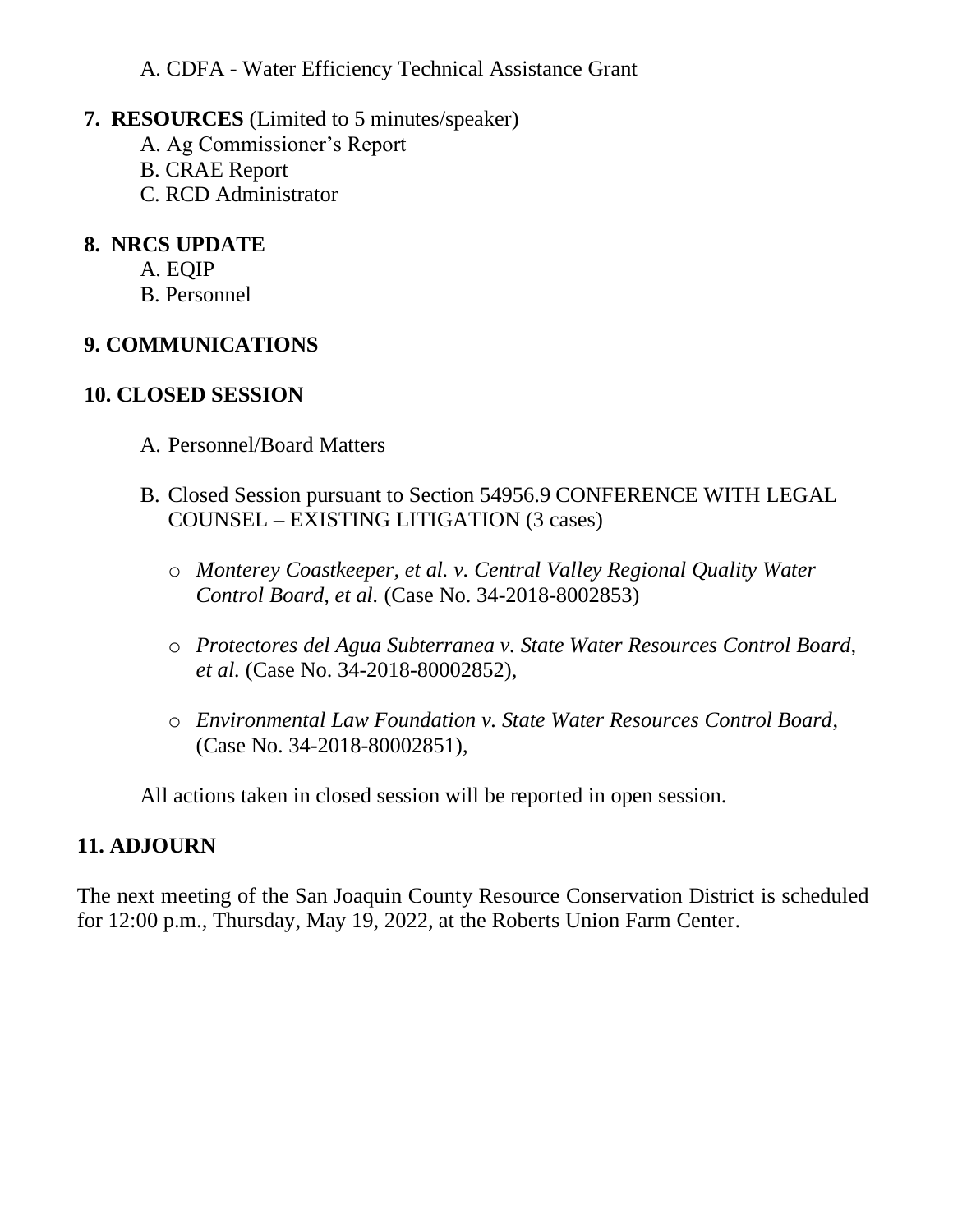A. CDFA - Water Efficiency Technical Assistance Grant

**7. RESOURCES** (Limited to 5 minutes/speaker)

A. Ag Commissioner's Report
B. CRAE Report
C. RCD Administrator

**8. NRCS UPDATE**

A. EQIP
B. Personnel

**9. COMMUNICATIONS**

**10. CLOSED SESSION**

A. Personnel/Board Matters

B. Closed Session pursuant to Section 54956.9 CONFERENCE WITH LEGAL COUNSEL – EXISTING LITIGATION (3 cases)

- *Monterey Coastkeeper, et al. v. Central Valley Regional Quality Water Control Board, et al.* (Case No. 34-2018-8002853)
- *Protectores del Agua Subterranea v. State Water Resources Control Board, et al.* (Case No. 34-2018-80002852),
- *Environmental Law Foundation v. State Water Resources Control Board*, (Case No. 34-2018-80002851),

All actions taken in closed session will be reported in open session.

**11. ADJOURN**

The next meeting of the San Joaquin County Resource Conservation District is scheduled for 12:00 p.m., Thursday, May 19, 2022, at the Roberts Union Farm Center.